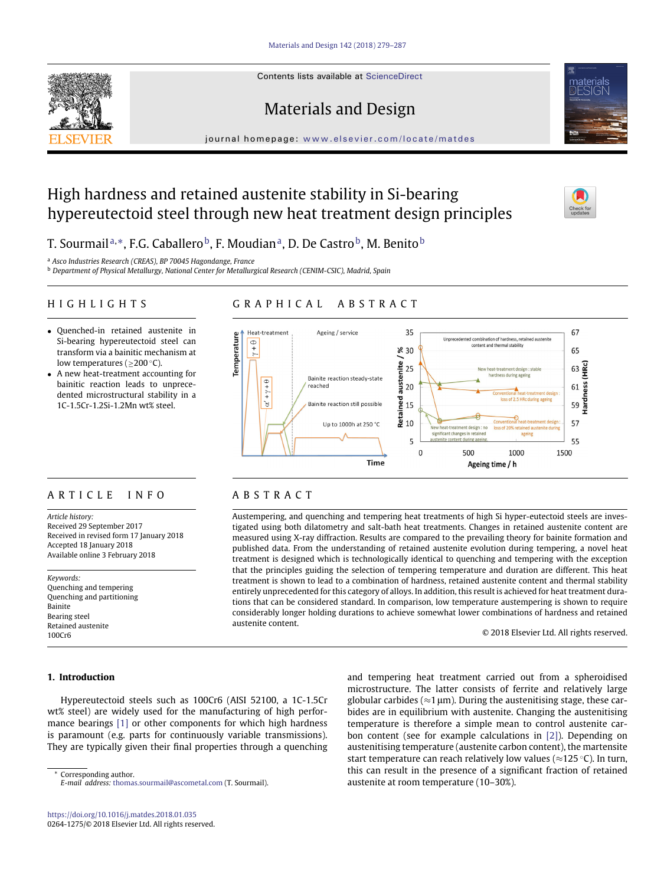Contents lists available at ScienceDirect

# Materials and Design

journal homepage: www.elsevier.com/locate/matdes

# High hardness and retained austenite stability in Si-bearing hypereutectoid steel through new heat treatment design principles

T. Sourmail [a,*], F.G. Caballero [b], F. Moudian [a], D. De Castro [b], M. Benito [b]

[a] Asco Industries Research (CREAS), BP 70045 Hagondange, France
[b] Department of Physical Metallurgy, National Center for Metallurgical Research (CENIM-CSIC), Madrid, Spain

## HIGHLIGHTS

- Quenched-in retained austenite in Si-bearing hypereutectoid steel can transform via a bainitic mechanism at low temperatures (≥200 °C).
- A new heat-treatment accounting for bainitic reaction leads to unprecedented microstructural stability in a 1C-1.5Cr-1.2Si-1.2Mn wt% steel.

## GRAPHICAL ABSTRACT

## ARTICLE INFO

*Article history:*
Received 29 September 2017
Received in revised form 17 January 2018
Accepted 18 January 2018
Available online 3 February 2018

*Keywords:*
Quenching and tempering
Quenching and partitioning
Bainite
Bearing steel
Retained austenite
100Cr6

## ABSTRACT

Austempering, and quenching and tempering heat treatments of high Si hyper-eutectoid steels are investigated using both dilatometry and salt-bath heat treatments. Changes in retained austenite content are measured using X-ray diffraction. Results are compared to the prevailing theory for bainite formation and published data. From the understanding of retained austenite evolution during tempering, a novel heat treatment is designed which is technologically identical to quenching and tempering with the exception that the principles guiding the selection of tempering temperature and duration are different. This heat treatment is shown to lead to a combination of hardness, retained austenite content and thermal stability entirely unprecedented for this category of alloys. In addition, this result is achieved for heat treatment durations that can be considered standard. In comparison, low temperature austempering is shown to require considerably longer holding durations to achieve somewhat lower combinations of hardness and retained austenite content.

© 2018 Elsevier Ltd. All rights reserved.

## 1. Introduction

Hypereutectoid steels such as 100Cr6 (AISI 52100, a 1C-1.5Cr wt% steel) are widely used for the manufacturing of high performance bearings [1] or other components for which high hardness is paramount (e.g. parts for continuously variable transmissions). They are typically given their final properties through a quenching and tempering heat treatment carried out from a spheroidised microstructure. The latter consists of ferrite and relatively large globular carbides (≈1 μm). During the austenitising stage, these carbides are in equilibrium with austenite. Changing the austenitising temperature is therefore a simple mean to control austenite carbon content (see for example calculations in [2]). Depending on austenitising temperature (austenite carbon content), the martensite start temperature can reach relatively low values (≈125 °C). In turn, this can result in the presence of a significant fraction of retained austenite at room temperature (10–30%).

\* Corresponding author.
*E-mail address:* thomas.sourmail@ascometal.com (T. Sourmail).

https://doi.org/10.1016/j.matdes.2018.01.035
0264-1275/© 2018 Elsevier Ltd. All rights reserved.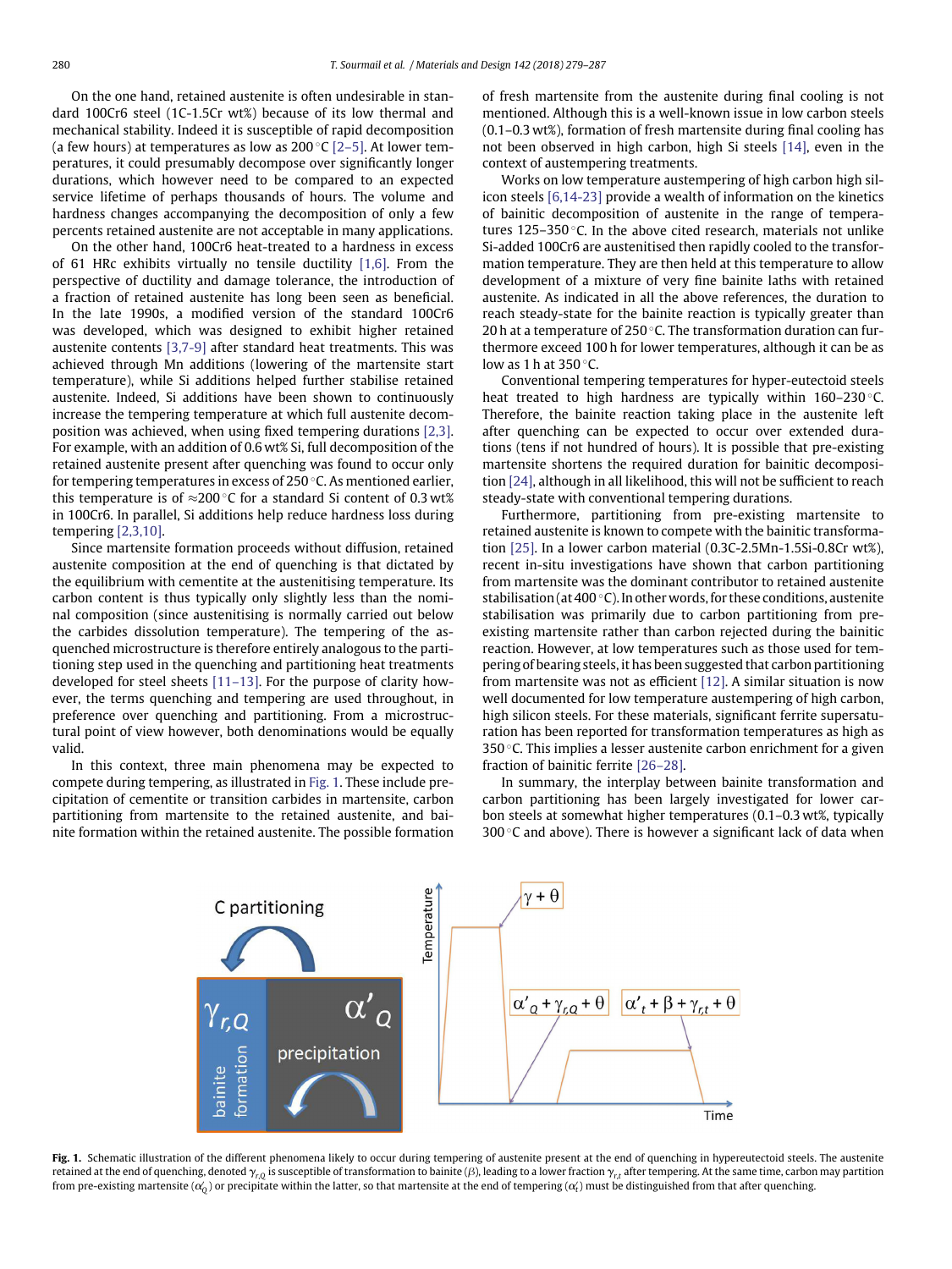On the one hand, retained austenite is often undesirable in standard 100Cr6 steel (1C-1.5Cr wt%) because of its low thermal and mechanical stability. Indeed it is susceptible of rapid decomposition (a few hours) at temperatures as low as 200 °C [2–5]. At lower temperatures, it could presumably decompose over significantly longer durations, which however need to be compared to an expected service lifetime of perhaps thousands of hours. The volume and hardness changes accompanying the decomposition of only a few percents retained austenite are not acceptable in many applications.

On the other hand, 100Cr6 heat-treated to a hardness in excess of 61 HRc exhibits virtually no tensile ductility [1,6]. From the perspective of ductility and damage tolerance, the introduction of a fraction of retained austenite has long been seen as beneficial. In the late 1990s, a modified version of the standard 100Cr6 was developed, which was designed to exhibit higher retained austenite contents [3,7-9] after standard heat treatments. This was achieved through Mn additions (lowering of the martensite start temperature), while Si additions helped further stabilise retained austenite. Indeed, Si additions have been shown to continuously increase the tempering temperature at which full austenite decomposition was achieved, when using fixed tempering durations [2,3]. For example, with an addition of 0.6 wt% Si, full decomposition of the retained austenite present after quenching was found to occur only for tempering temperatures in excess of 250 °C. As mentioned earlier, this temperature is of ≈200 °C for a standard Si content of 0.3 wt% in 100Cr6. In parallel, Si additions help reduce hardness loss during tempering [2,3,10].

Since martensite formation proceeds without diffusion, retained austenite composition at the end of quenching is that dictated by the equilibrium with cementite at the austenitising temperature. Its carbon content is thus typically only slightly less than the nominal composition (since austenitising is normally carried out below the carbides dissolution temperature). The tempering of the as-quenched microstructure is therefore entirely analogous to the partitioning step used in the quenching and partitioning heat treatments developed for steel sheets [11–13]. For the purpose of clarity however, the terms quenching and tempering are used throughout, in preference over quenching and partitioning. From a microstructural point of view however, both denominations would be equally valid.

In this context, three main phenomena may be expected to compete during tempering, as illustrated in Fig. 1. These include precipitation of cementite or transition carbides in martensite, carbon partitioning from martensite to the retained austenite, and bainite formation within the retained austenite. The possible formation of fresh martensite from the austenite during final cooling is not mentioned. Although this is a well-known issue in low carbon steels (0.1–0.3 wt%), formation of fresh martensite during final cooling has not been observed in high carbon, high Si steels [14], even in the context of austempering treatments.

Works on low temperature austempering of high carbon high silicon steels [6,14-23] provide a wealth of information on the kinetics of bainitic decomposition of austenite in the range of temperatures 125–350 °C. In the above cited research, materials not unlike Si-added 100Cr6 are austenitised then rapidly cooled to the transformation temperature. They are then held at this temperature to allow development of a mixture of very fine bainite laths with retained austenite. As indicated in all the above references, the duration to reach steady-state for the bainite reaction is typically greater than 20 h at a temperature of 250 °C. The transformation duration can furthermore exceed 100 h for lower temperatures, although it can be as low as 1 h at 350 °C.

Conventional tempering temperatures for hyper-eutectoid steels heat treated to high hardness are typically within 160–230 °C. Therefore, the bainite reaction taking place in the austenite left after quenching can be expected to occur over extended durations (tens if not hundred of hours). It is possible that pre-existing martensite shortens the required duration for bainitic decomposition [24], although in all likelihood, this will not be sufficient to reach steady-state with conventional tempering durations.

Furthermore, partitioning from pre-existing martensite to retained austenite is known to compete with the bainitic transformation [25]. In a lower carbon material (0.3C-2.5Mn-1.5Si-0.8Cr wt%), recent in-situ investigations have shown that carbon partitioning from martensite was the dominant contributor to retained austenite stabilisation (at 400 °C). In other words, for these conditions, austenite stabilisation was primarily due to carbon partitioning from pre-existing martensite rather than carbon rejected during the bainitic reaction. However, at low temperatures such as those used for tempering of bearing steels, it has been suggested that carbon partitioning from martensite was not as efficient [12]. A similar situation is now well documented for low temperature austempering of high carbon, high silicon steels. For these materials, significant ferrite supersaturation has been reported for transformation temperatures as high as 350 °C. This implies a lesser austenite carbon enrichment for a given fraction of bainitic ferrite [26–28].

In summary, the interplay between bainite transformation and carbon partitioning has been largely investigated for lower carbon steels at somewhat higher temperatures (0.1–0.3 wt%, typically 300 °C and above). There is however a significant lack of data when

**Fig. 1.** Schematic illustration of the different phenomena likely to occur during tempering of austenite present at the end of quenching in hypereutectoid steels. The austenite retained at the end of quenching, denoted $\gamma_{r,Q}$ is susceptible of transformation to bainite ($\beta$), leading to a lower fraction $\gamma_{r,t}$ after tempering. At the same time, carbon may partition from pre-existing martensite ($\alpha'_Q$) or precipitate within the latter, so that martensite at the end of tempering ($\alpha'_t$) must be distinguished from that after quenching.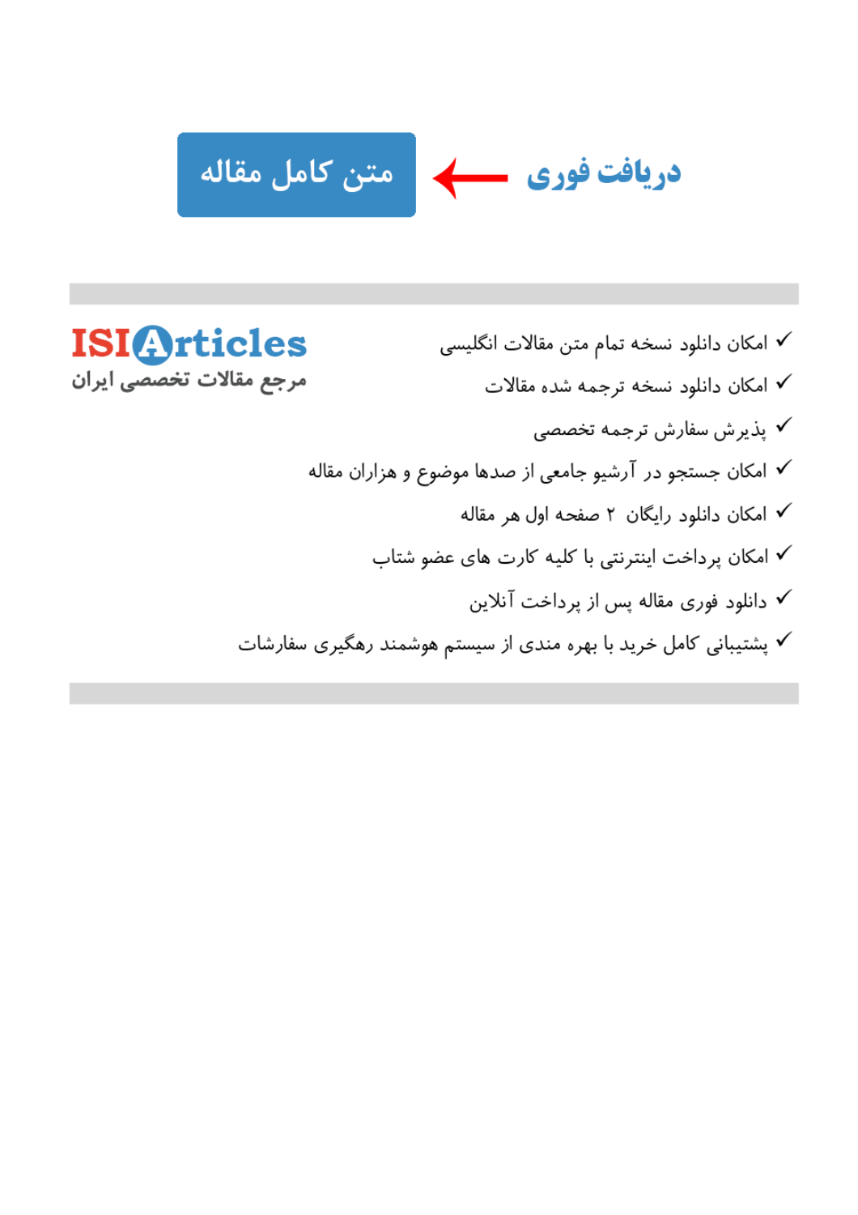دریافت فوری ← متن کامل مقاله

ISIArticles

مرجع مقالات تخصصی ایران

- ✓ امکان دانلود نسخه تمام متن مقالات انگلیسی
- ✓ امکان دانلود نسخه ترجمه شده مقالات
- ✓ پذیرش سفارش ترجمه تخصصی
- ✓ امکان جستجو در آرشیو جامعی از صدها موضوع و هزاران مقاله
- ✓ امکان دانلود رایگان ۲ صفحه اول هر مقاله
- ✓ امکان پرداخت اینترنتی با کلیه کارت های عضو شتاب
- ✓ دانلود فوری مقاله پس از پرداخت آنلاین
- ✓ پشتیبانی کامل خرید با بهره مندی از سیستم هوشمند رهگیری سفارشات